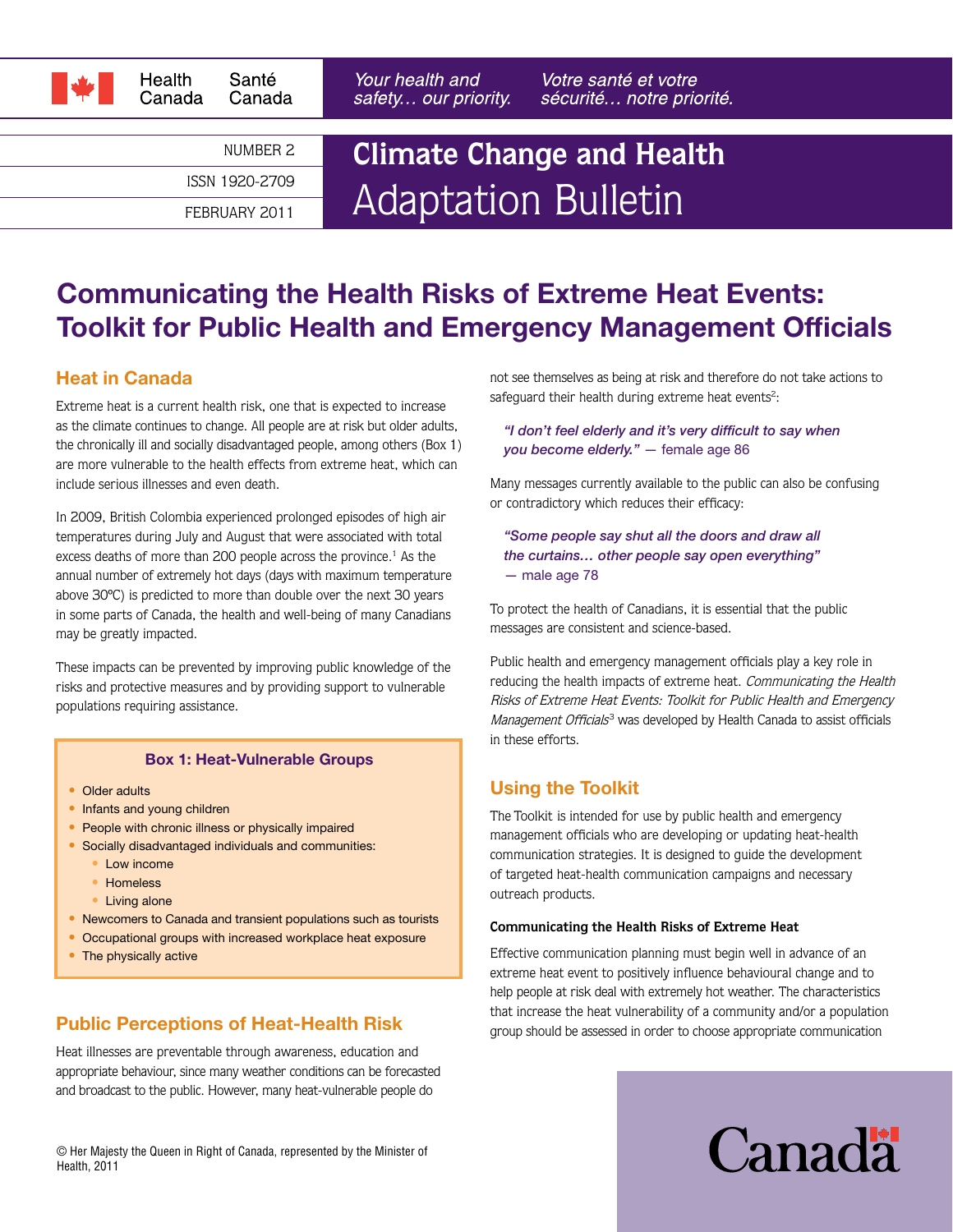Health Canada | Santé Canada

*Your health and safety… our priority.* *Votre santé et votre sécurité… notre priorité.*

NUMBER 2

ISSN 1920-2709

FEBRUARY 2011

# Climate Change and Health Adaptation Bulletin

# Communicating the Health Risks of Extreme Heat Events: Toolkit for Public Health and Emergency Management Officials

## Heat in Canada

Extreme heat is a current health risk, one that is expected to increase as the climate continues to change. All people are at risk but older adults, the chronically ill and socially disadvantaged people, among others (Box 1) are more vulnerable to the health effects from extreme heat, which can include serious illnesses and even death.

In 2009, British Colombia experienced prolonged episodes of high air temperatures during July and August that were associated with total excess deaths of more than 200 people across the province.[1] As the annual number of extremely hot days (days with maximum temperature above 30ºC) is predicted to more than double over the next 30 years in some parts of Canada, the health and well-being of many Canadians may be greatly impacted.

These impacts can be prevented by improving public knowledge of the risks and protective measures and by providing support to vulnerable populations requiring assistance.

**Box 1: Heat-Vulnerable Groups**

- Older adults
- Infants and young children
- People with chronic illness or physically impaired
- Socially disadvantaged individuals and communities:
  - Low income
  - Homeless
  - Living alone
- Newcomers to Canada and transient populations such as tourists
- Occupational groups with increased workplace heat exposure
- The physically active

## Public Perceptions of Heat-Health Risk

Heat illnesses are preventable through awareness, education and appropriate behaviour, since many weather conditions can be forecasted and broadcast to the public. However, many heat-vulnerable people do not see themselves as being at risk and therefore do not take actions to safeguard their health during extreme heat events[2]:

> ***"I don't feel elderly and it's very difficult to say when you become elderly."*** — female age 86

Many messages currently available to the public can also be confusing or contradictory which reduces their efficacy:

> ***"Some people say shut all the doors and draw all the curtains… other people say open everything"*** — male age 78

To protect the health of Canadians, it is essential that the public messages are consistent and science-based.

Public health and emergency management officials play a key role in reducing the health impacts of extreme heat. *Communicating the Health Risks of Extreme Heat Events: Toolkit for Public Health and Emergency Management Officials*[3] was developed by Health Canada to assist officials in these efforts.

## Using the Toolkit

The Toolkit is intended for use by public health and emergency management officials who are developing or updating heat-health communication strategies. It is designed to guide the development of targeted heat-health communication campaigns and necessary outreach products.

### Communicating the Health Risks of Extreme Heat

Effective communication planning must begin well in advance of an extreme heat event to positively influence behavioural change and to help people at risk deal with extremely hot weather. The characteristics that increase the heat vulnerability of a community and/or a population group should be assessed in order to choose appropriate communication

© Her Majesty the Queen in Right of Canada, represented by the Minister of Health, 2011

Canada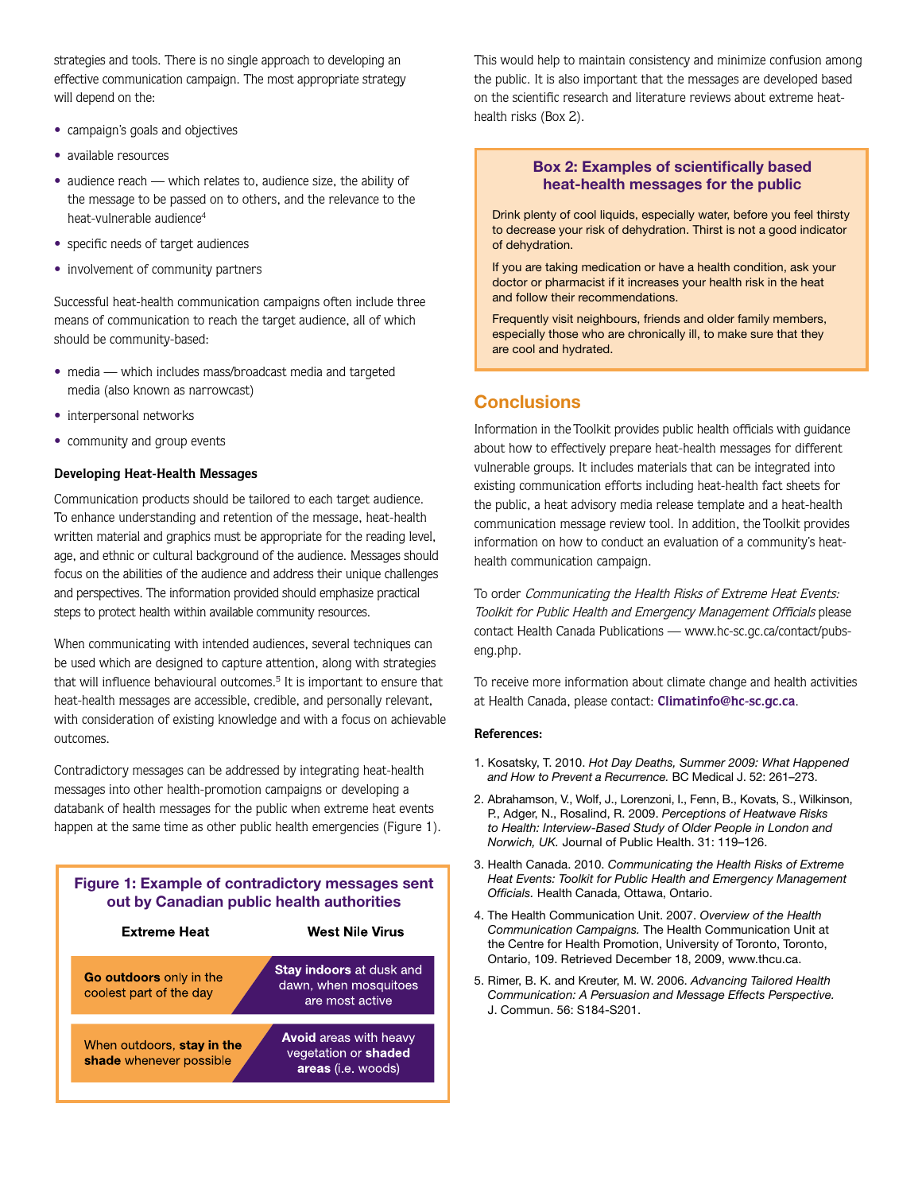strategies and tools. There is no single approach to developing an effective communication campaign. The most appropriate strategy will depend on the:

- campaign's goals and objectives
- available resources
- audience reach — which relates to, audience size, the ability of the message to be passed on to others, and the relevance to the heat-vulnerable audience[4]
- specific needs of target audiences
- involvement of community partners

Successful heat-health communication campaigns often include three means of communication to reach the target audience, all of which should be community-based:

- media — which includes mass/broadcast media and targeted media (also known as narrowcast)
- interpersonal networks
- community and group events

**Developing Heat-Health Messages**

Communication products should be tailored to each target audience. To enhance understanding and retention of the message, heat-health written material and graphics must be appropriate for the reading level, age, and ethnic or cultural background of the audience. Messages should focus on the abilities of the audience and address their unique challenges and perspectives. The information provided should emphasize practical steps to protect health within available community resources.

When communicating with intended audiences, several techniques can be used which are designed to capture attention, along with strategies that will influence behavioural outcomes.[5] It is important to ensure that heat-health messages are accessible, credible, and personally relevant, with consideration of existing knowledge and with a focus on achievable outcomes.

Contradictory messages can be addressed by integrating heat-health messages into other health-promotion campaigns or developing a databank of health messages for the public when extreme heat events happen at the same time as other public health emergencies (Figure 1).

**Figure 1: Example of contradictory messages sent out by Canadian public health authorities**

| Extreme Heat | West Nile Virus |
| --- | --- |
| **Go outdoors** only in the coolest part of the day | **Stay indoors** at dusk and dawn, when mosquitoes are most active |
| When outdoors, **stay in the shade** whenever possible | **Avoid** areas with heavy vegetation or **shaded areas** (i.e. woods) |

This would help to maintain consistency and minimize confusion among the public. It is also important that the messages are developed based on the scientific research and literature reviews about extreme heat-health risks (Box 2).

**Box 2: Examples of scientifically based heat-health messages for the public**

Drink plenty of cool liquids, especially water, before you feel thirsty to decrease your risk of dehydration. Thirst is not a good indicator of dehydration.

If you are taking medication or have a health condition, ask your doctor or pharmacist if it increases your health risk in the heat and follow their recommendations.

Frequently visit neighbours, friends and older family members, especially those who are chronically ill, to make sure that they are cool and hydrated.

## Conclusions

Information in the Toolkit provides public health officials with guidance about how to effectively prepare heat-health messages for different vulnerable groups. It includes materials that can be integrated into existing communication efforts including heat-health fact sheets for the public, a heat advisory media release template and a heat-health communication message review tool. In addition, the Toolkit provides information on how to conduct an evaluation of a community's heat-health communication campaign.

To order *Communicating the Health Risks of Extreme Heat Events: Toolkit for Public Health and Emergency Management Officials* please contact Health Canada Publications — www.hc-sc.gc.ca/contact/pubs-eng.php.

To receive more information about climate change and health activities at Health Canada, please contact: **Climatinfo@hc-sc.gc.ca**.

**References:**

1. Kosatsky, T. 2010. *Hot Day Deaths, Summer 2009: What Happened and How to Prevent a Recurrence.* BC Medical J. 52: 261–273.
2. Abrahamson, V., Wolf, J., Lorenzoni, I., Fenn, B., Kovats, S., Wilkinson, P., Adger, N., Rosalind, R. 2009. *Perceptions of Heatwave Risks to Health: Interview-Based Study of Older People in London and Norwich, UK.* Journal of Public Health. 31: 119–126.
3. Health Canada. 2010. *Communicating the Health Risks of Extreme Heat Events: Toolkit for Public Health and Emergency Management Officials.* Health Canada, Ottawa, Ontario.
4. The Health Communication Unit. 2007. *Overview of the Health Communication Campaigns.* The Health Communication Unit at the Centre for Health Promotion, University of Toronto, Toronto, Ontario, 109. Retrieved December 18, 2009, www.thcu.ca.
5. Rimer, B. K. and Kreuter, M. W. 2006. *Advancing Tailored Health Communication: A Persuasion and Message Effects Perspective.* J. Commun. 56: S184-S201.